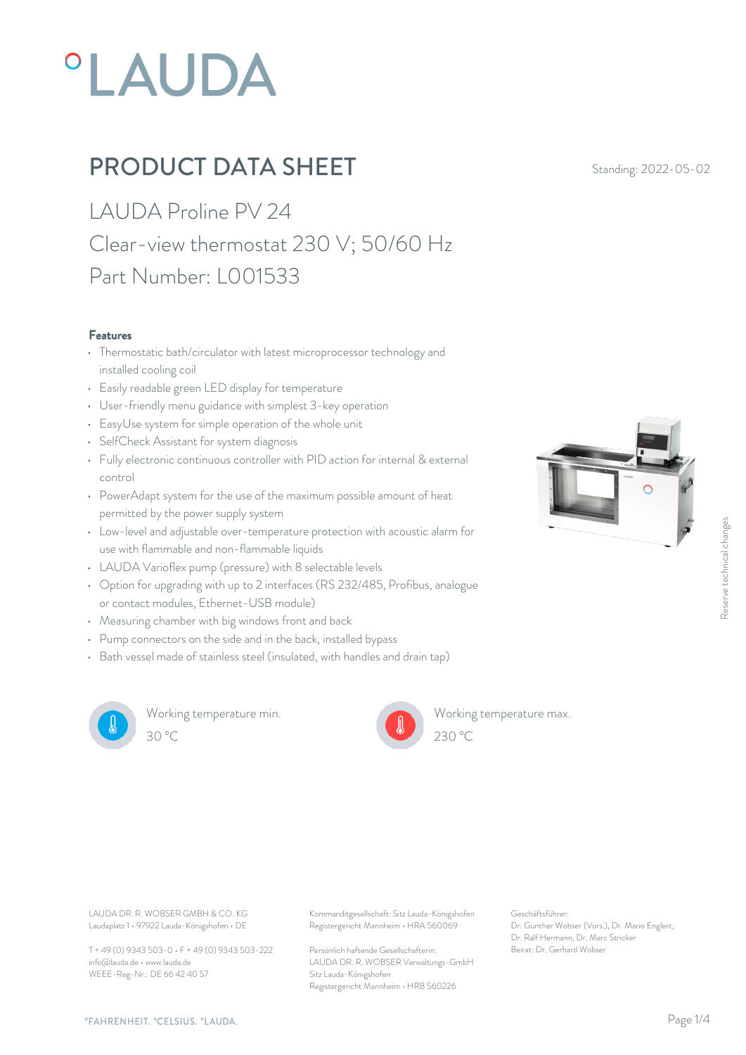# PRODUCT DATA SHEET

Standing: 2022-05-02

## LAUDA Proline PV 24

## Clear-view thermostat 230 V; 50/60 Hz

## Part Number: L001533

### Features

- Thermostatic bath/circulator with latest microprocessor technology and installed cooling coil
- Easily readable green LED display for temperature
- User-friendly menu guidance with simplest 3-key operation
- EasyUse system for simple operation of the whole unit
- SelfCheck Assistant for system diagnosis
- Fully electronic continuous controller with PID action for internal & external control
- PowerAdapt system for the use of the maximum possible amount of heat permitted by the power supply system
- Low-level and adjustable over-temperature protection with acoustic alarm for use with flammable and non-flammable liquids
- LAUDA Varioflex pump (pressure) with 8 selectable levels
- Option for upgrading with up to 2 interfaces (RS 232/485, Profibus, analogue or contact modules, Ethernet-USB module)
- Measuring chamber with big windows front and back
- Pump connectors on the side and in the back, installed bypass
- Bath vessel made of stainless steel (insulated, with handles and drain tap)

Reserve technical changes

Working temperature min.
30 °C

Working temperature max.
230 °C

LAUDA DR. R. WOBSER GMBH & CO. KG
Laudaplatz 1 • 97922 Lauda-Königshofen • DE

T + 49 (0) 9343 503-0 • F + 49 (0) 9343 503-222
info@lauda.de • www.lauda.de
WEEE-Reg-Nr.: DE 66 42 40 57

Kommanditgesellschaft: Sitz Lauda-Königshofen
Registergericht Mannheim • HRA 560069

Persönlich haftende Gesellschafterin:
LAUDA DR. R. WOBSER Verwaltungs-GmbH
Sitz Lauda-Königshofen
Registergericht Mannheim • HRB 560226

Geschäftsführer:
Dr. Gunther Wobser (Vors.), Dr. Mario Englert, Dr. Ralf Hermann, Dr. Marc Stricker
Beirat: Dr. Gerhard Wobser

°FAHRENHEIT. °CELSIUS. °LAUDA.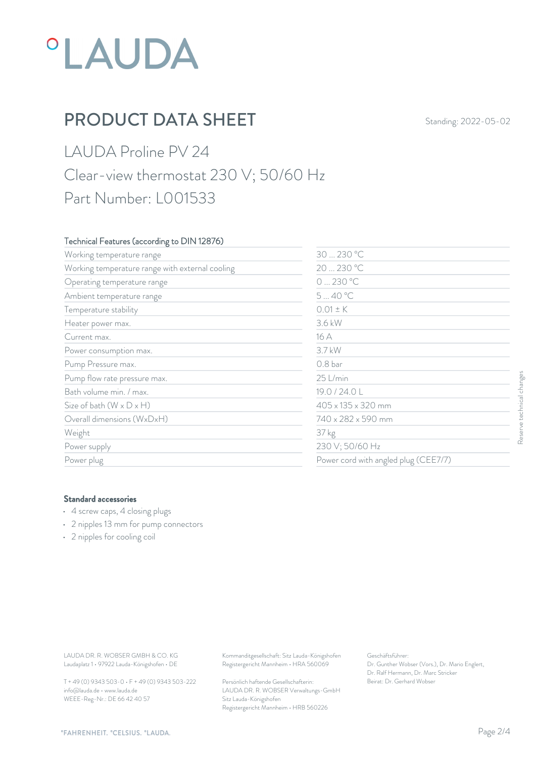# °LAUDA

## PRODUCT DATA SHEET

Standing: 2022-05-02

LAUDA Proline PV 24

Clear-view thermostat 230 V; 50/60 Hz

Part Number: L001533

| Technical Features (according to DIN 12876) | |
|---|---|
| Working temperature range | 30 ... 230 °C |
| Working temperature range with external cooling | 20 ... 230 °C |
| Operating temperature range | 0 ... 230 °C |
| Ambient temperature range | 5 ... 40 °C |
| Temperature stability | 0.01 ± K |
| Heater power max. | 3.6 kW |
| Current max. | 16 A |
| Power consumption max. | 3.7 kW |
| Pump Pressure max. | 0.8 bar |
| Pump flow rate pressure max. | 25 L/min |
| Bath volume min. / max. | 19.0 / 24.0 L |
| Size of bath (W x D x H) | 405 x 135 x 320 mm |
| Overall dimensions (WxDxH) | 740 x 282 x 590 mm |
| Weight | 37 kg |
| Power supply | 230 V; 50/60 Hz |
| Power plug | Power cord with angled plug (CEE7/7) |

Reserve technical changes

### Standard accessories

- 4 screw caps, 4 closing plugs
- 2 nipples 13 mm for pump connectors
- 2 nipples for cooling coil

LAUDA DR. R. WOBSER GMBH & CO. KG
Laudaplatz 1 • 97922 Lauda-Königshofen • DE

T + 49 (0) 9343 503-0 • F + 49 (0) 9343 503-222
info@lauda.de • www.lauda.de
WEEE-Reg-Nr.: DE 66 42 40 57

Kommanditgesellschaft: Sitz Lauda-Königshofen
Registergericht Mannheim • HRA 560069

Persönlich haftende Gesellschafterin:
LAUDA DR. R. WOBSER Verwaltungs-GmbH
Sitz Lauda-Königshofen
Registergericht Mannheim • HRB 560226

Geschäftsführer:
Dr. Gunther Wobser (Vors.), Dr. Mario Englert, Dr. Ralf Hermann, Dr. Marc Stricker
Beirat: Dr. Gerhard Wobser

°FAHRENHEIT. °CELSIUS. °LAUDA.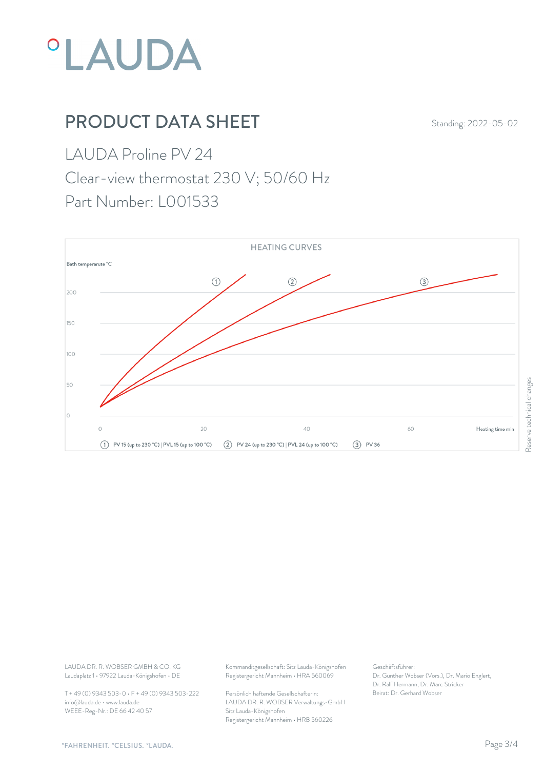# PRODUCT DATA SHEET

Standing: 2022-05-02

LAUDA Proline PV 24

Clear-view thermostat 230 V; 50/60 Hz

Part Number: L001533

HEATING CURVES

Bath temperarute °C

Heating time min

① PV 15 (up to 230 °C) | PVL 15 (up to 100 °C) ② PV 24 (up to 230 °C) | PVL 24 (up to 100 °C) ③ PV 36

Reserve technical changes

LAUDA DR. R. WOBSER GMBH & CO. KG
Laudaplatz 1 • 97922 Lauda-Königshofen • DE

T + 49 (0) 9343 503-0 • F + 49 (0) 9343 503-222
info@lauda.de • www.lauda.de
WEEE-Reg-Nr.: DE 66 42 40 57

Kommanditgesellschaft: Sitz Lauda-Königshofen
Registergericht Mannheim • HRA 560069

Persönlich haftende Gesellschafterin:
LAUDA DR. R. WOBSER Verwaltungs-GmbH
Sitz Lauda-Königshofen
Registergericht Mannheim • HRB 560226

Geschäftsführer:
Dr. Gunther Wobser (Vors.), Dr. Mario Englert,
Dr. Ralf Hermann, Dr. Marc Stricker
Beirat: Dr. Gerhard Wobser

°FAHRENHEIT. °CELSIUS. °LAUDA.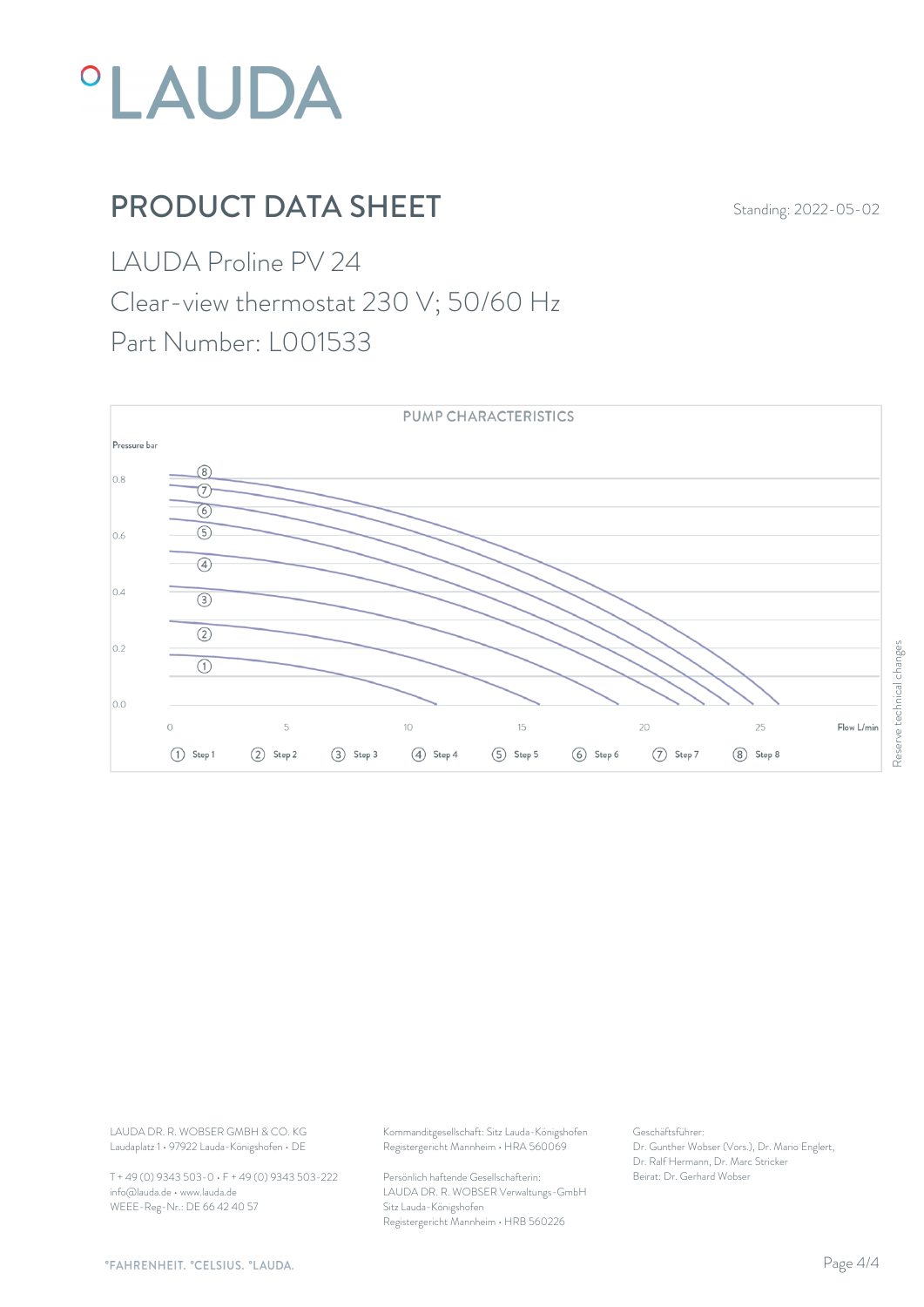# PRODUCT DATA SHEET

Standing: 2022-05-02

## LAUDA Proline PV 24

## Clear-view thermostat 230 V; 50/60 Hz

## Part Number: L001533

PUMP CHARACTERISTICS

Pressure bar

0.8
0.6
0.4
0.2
0.0

0
5
10
15
20
25
Flow L/min

① Step 1 ② Step 2 ③ Step 3 ④ Step 4 ⑤ Step 5 ⑥ Step 6 ⑦ Step 7 ⑧ Step 8

Reserve technical changes

LAUDA DR. R. WOBSER GMBH & CO. KG
Laudaplatz 1 • 97922 Lauda-Königshofen • DE

T + 49 (0) 9343 503-0 • F + 49 (0) 9343 503-222
info@lauda.de • www.lauda.de
WEEE-Reg-Nr.: DE 66 42 40 57

Kommanditgesellschaft: Sitz Lauda-Königshofen
Registergericht Mannheim • HRA 560069

Persönlich haftende Gesellschafterin:
LAUDA DR. R. WOBSER Verwaltungs-GmbH
Sitz Lauda-Königshofen
Registergericht Mannheim • HRB 560226

Geschäftsführer:
Dr. Gunther Wobser (Vors.), Dr. Mario Englert,
Dr. Ralf Hermann, Dr. Marc Stricker
Beirat: Dr. Gerhard Wobser

°FAHRENHEIT. °CELSIUS. °LAUDA.